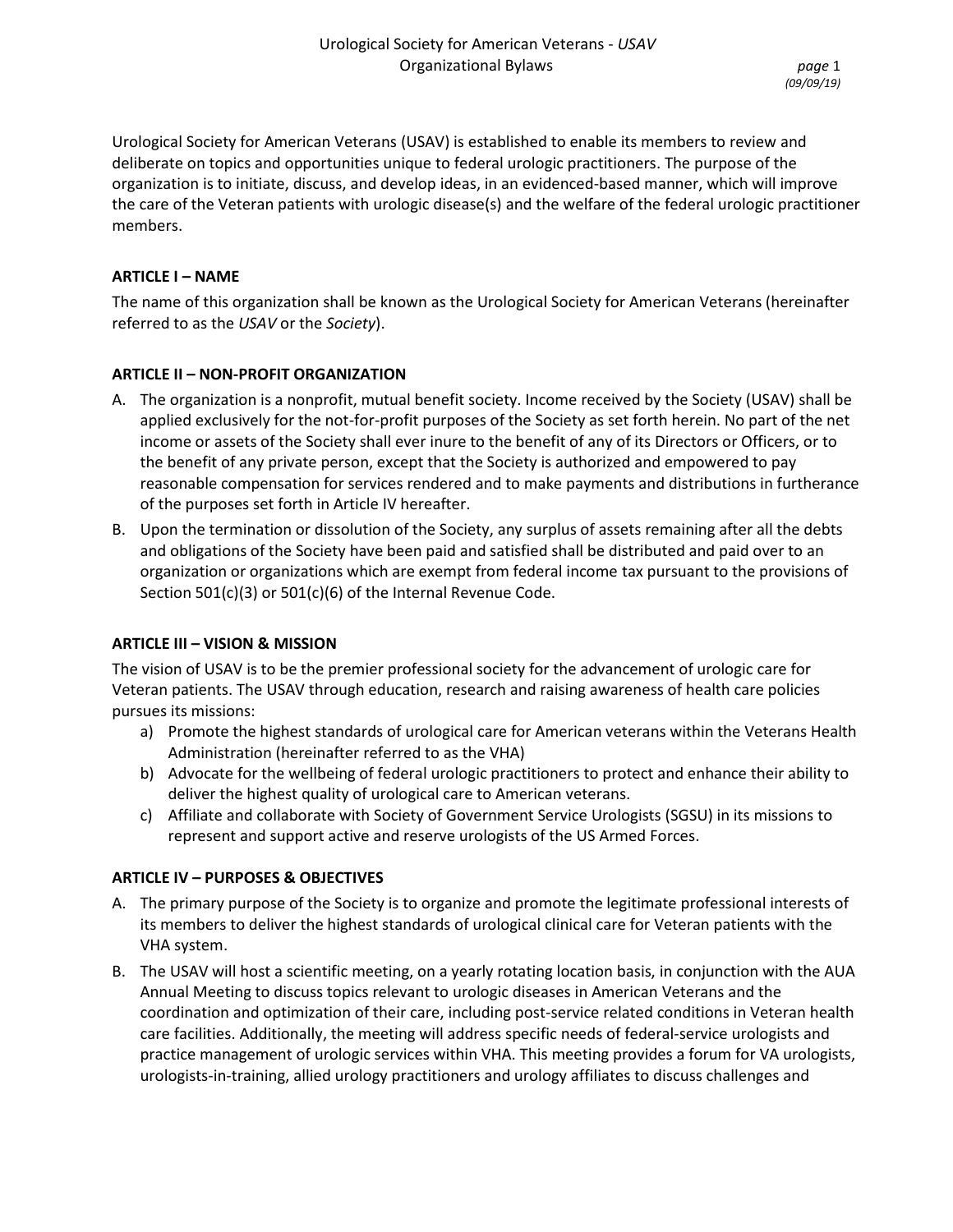Urological Society for American Veterans (USAV) is established to enable its members to review and deliberate on topics and opportunities unique to federal urologic practitioners. The purpose of the organization is to initiate, discuss, and develop ideas, in an evidenced-based manner, which will improve the care of the Veteran patients with urologic disease(s) and the welfare of the federal urologic practitioner members.

## ARTICLE I – NAME

The name of this organization shall be known as the Urological Society for American Veterans (hereinafter referred to as the *USAV* or the *Society*).

## ARTICLE II – NON-PROFIT ORGANIZATION

A. The organization is a nonprofit, mutual benefit society. Income received by the Society (USAV) shall be applied exclusively for the not-for-profit purposes of the Society as set forth herein. No part of the net income or assets of the Society shall ever inure to the benefit of any of its Directors or Officers, or to the benefit of any private person, except that the Society is authorized and empowered to pay reasonable compensation for services rendered and to make payments and distributions in furtherance of the purposes set forth in Article IV hereafter.
B. Upon the termination or dissolution of the Society, any surplus of assets remaining after all the debts and obligations of the Society have been paid and satisfied shall be distributed and paid over to an organization or organizations which are exempt from federal income tax pursuant to the provisions of Section 501(c)(3) or 501(c)(6) of the Internal Revenue Code.

## ARTICLE III – VISION & MISSION

The vision of USAV is to be the premier professional society for the advancement of urologic care for Veteran patients. The USAV through education, research and raising awareness of health care policies pursues its missions:

a) Promote the highest standards of urological care for American veterans within the Veterans Health Administration (hereinafter referred to as the VHA)
b) Advocate for the wellbeing of federal urologic practitioners to protect and enhance their ability to deliver the highest quality of urological care to American veterans.
c) Affiliate and collaborate with Society of Government Service Urologists (SGSU) in its missions to represent and support active and reserve urologists of the US Armed Forces.

## ARTICLE IV – PURPOSES & OBJECTIVES

A. The primary purpose of the Society is to organize and promote the legitimate professional interests of its members to deliver the highest standards of urological clinical care for Veteran patients with the VHA system.
B. The USAV will host a scientific meeting, on a yearly rotating location basis, in conjunction with the AUA Annual Meeting to discuss topics relevant to urologic diseases in American Veterans and the coordination and optimization of their care, including post-service related conditions in Veteran health care facilities. Additionally, the meeting will address specific needs of federal-service urologists and practice management of urologic services within VHA. This meeting provides a forum for VA urologists, urologists-in-training, allied urology practitioners and urology affiliates to discuss challenges and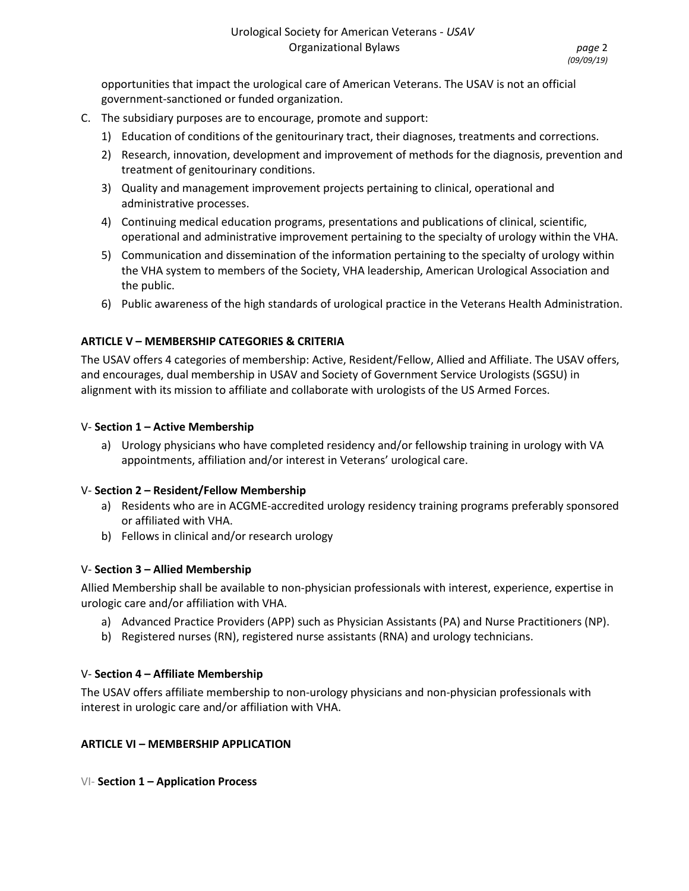opportunities that impact the urological care of American Veterans. The USAV is not an official government-sanctioned or funded organization.

C. The subsidiary purposes are to encourage, promote and support:
   1) Education of conditions of the genitourinary tract, their diagnoses, treatments and corrections.
   2) Research, innovation, development and improvement of methods for the diagnosis, prevention and treatment of genitourinary conditions.
   3) Quality and management improvement projects pertaining to clinical, operational and administrative processes.
   4) Continuing medical education programs, presentations and publications of clinical, scientific, operational and administrative improvement pertaining to the specialty of urology within the VHA.
   5) Communication and dissemination of the information pertaining to the specialty of urology within the VHA system to members of the Society, VHA leadership, American Urological Association and the public.
   6) Public awareness of the high standards of urological practice in the Veterans Health Administration.

**ARTICLE V – MEMBERSHIP CATEGORIES & CRITERIA**

The USAV offers 4 categories of membership: Active, Resident/Fellow, Allied and Affiliate. The USAV offers, and encourages, dual membership in USAV and Society of Government Service Urologists (SGSU) in alignment with its mission to affiliate and collaborate with urologists of the US Armed Forces.

V- **Section 1 – Active Membership**

a) Urology physicians who have completed residency and/or fellowship training in urology with VA appointments, affiliation and/or interest in Veterans' urological care.

V- **Section 2 – Resident/Fellow Membership**

a) Residents who are in ACGME-accredited urology residency training programs preferably sponsored or affiliated with VHA.
b) Fellows in clinical and/or research urology

V- **Section 3 – Allied Membership**

Allied Membership shall be available to non-physician professionals with interest, experience, expertise in urologic care and/or affiliation with VHA.

a) Advanced Practice Providers (APP) such as Physician Assistants (PA) and Nurse Practitioners (NP).
b) Registered nurses (RN), registered nurse assistants (RNA) and urology technicians.

V- **Section 4 – Affiliate Membership**

The USAV offers affiliate membership to non-urology physicians and non-physician professionals with interest in urologic care and/or affiliation with VHA.

**ARTICLE VI – MEMBERSHIP APPLICATION**

VI- **Section 1 – Application Process**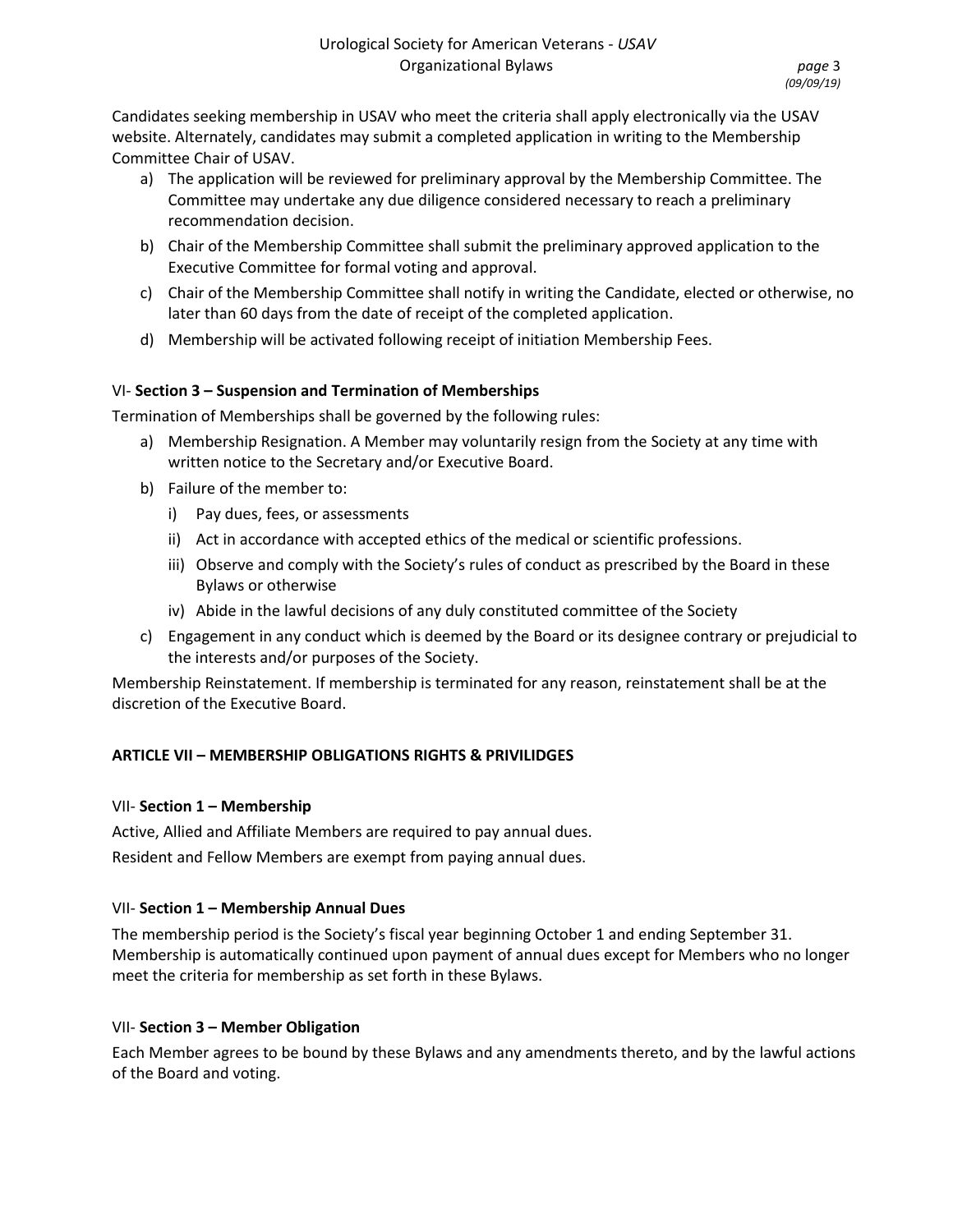Candidates seeking membership in USAV who meet the criteria shall apply electronically via the USAV website. Alternately, candidates may submit a completed application in writing to the Membership Committee Chair of USAV.

a) The application will be reviewed for preliminary approval by the Membership Committee. The Committee may undertake any due diligence considered necessary to reach a preliminary recommendation decision.
b) Chair of the Membership Committee shall submit the preliminary approved application to the Executive Committee for formal voting and approval.
c) Chair of the Membership Committee shall notify in writing the Candidate, elected or otherwise, no later than 60 days from the date of receipt of the completed application.
d) Membership will be activated following receipt of initiation Membership Fees.

### VI- **Section 3 – Suspension and Termination of Memberships**

Termination of Memberships shall be governed by the following rules:

a) Membership Resignation. A Member may voluntarily resign from the Society at any time with written notice to the Secretary and/or Executive Board.
b) Failure of the member to:
   i) Pay dues, fees, or assessments
   ii) Act in accordance with accepted ethics of the medical or scientific professions.
   iii) Observe and comply with the Society's rules of conduct as prescribed by the Board in these Bylaws or otherwise
   iv) Abide in the lawful decisions of any duly constituted committee of the Society
c) Engagement in any conduct which is deemed by the Board or its designee contrary or prejudicial to the interests and/or purposes of the Society.

Membership Reinstatement. If membership is terminated for any reason, reinstatement shall be at the discretion of the Executive Board.

## ARTICLE VII – MEMBERSHIP OBLIGATIONS RIGHTS & PRIVILIDGES

### VII- **Section 1 – Membership**

Active, Allied and Affiliate Members are required to pay annual dues.

Resident and Fellow Members are exempt from paying annual dues.

### VII- **Section 1 – Membership Annual Dues**

The membership period is the Society's fiscal year beginning October 1 and ending September 31. Membership is automatically continued upon payment of annual dues except for Members who no longer meet the criteria for membership as set forth in these Bylaws.

### VII- **Section 3 – Member Obligation**

Each Member agrees to be bound by these Bylaws and any amendments thereto, and by the lawful actions of the Board and voting.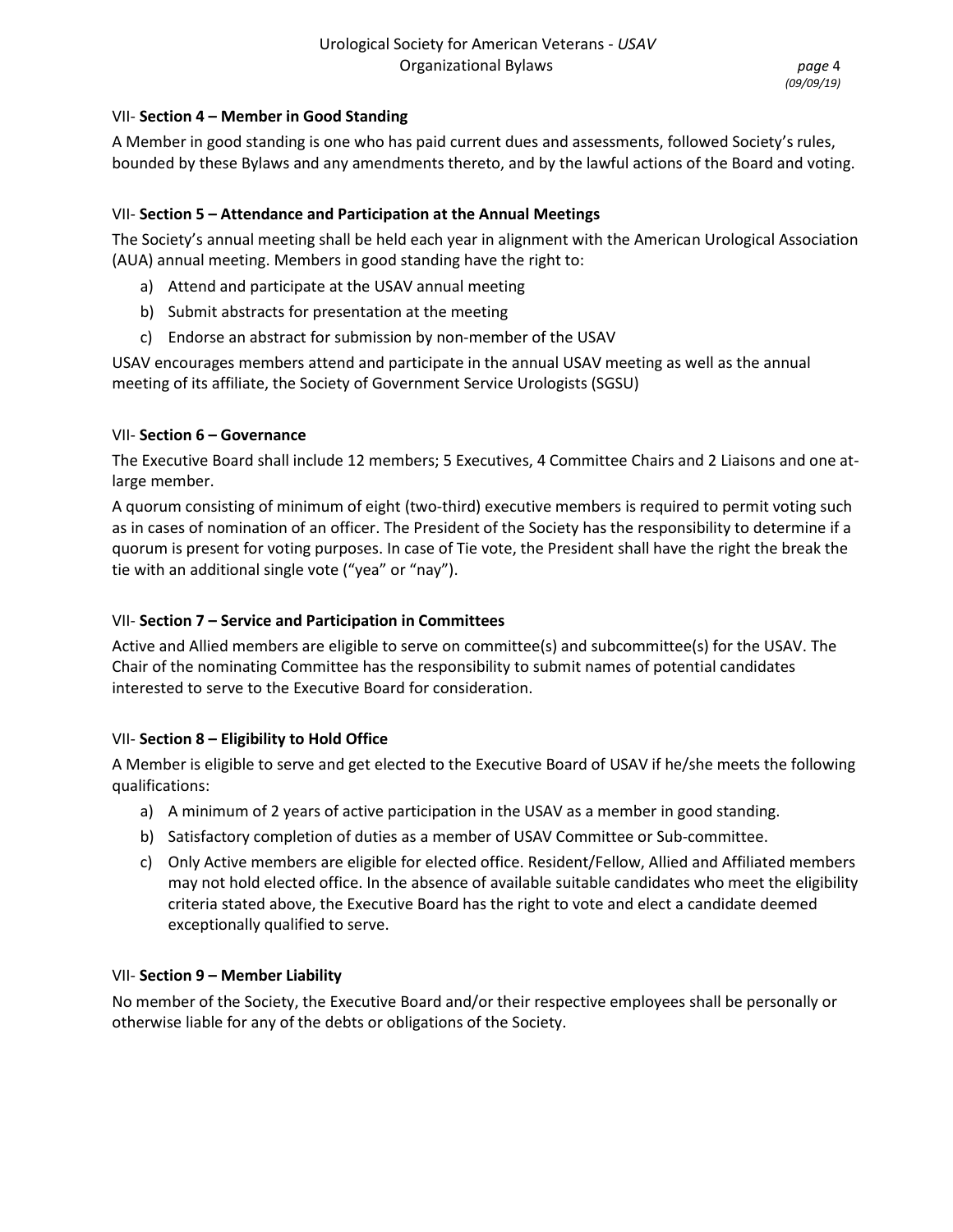### VII- **Section 4 – Member in Good Standing**

A Member in good standing is one who has paid current dues and assessments, followed Society's rules, bounded by these Bylaws and any amendments thereto, and by the lawful actions of the Board and voting.

### VII- **Section 5 – Attendance and Participation at the Annual Meetings**

The Society's annual meeting shall be held each year in alignment with the American Urological Association (AUA) annual meeting. Members in good standing have the right to:

a) Attend and participate at the USAV annual meeting
b) Submit abstracts for presentation at the meeting
c) Endorse an abstract for submission by non-member of the USAV

USAV encourages members attend and participate in the annual USAV meeting as well as the annual meeting of its affiliate, the Society of Government Service Urologists (SGSU)

### VII- **Section 6 – Governance**

The Executive Board shall include 12 members; 5 Executives, 4 Committee Chairs and 2 Liaisons and one at-large member.

A quorum consisting of minimum of eight (two-third) executive members is required to permit voting such as in cases of nomination of an officer. The President of the Society has the responsibility to determine if a quorum is present for voting purposes. In case of Tie vote, the President shall have the right the break the tie with an additional single vote ("yea" or "nay").

### VII- **Section 7 – Service and Participation in Committees**

Active and Allied members are eligible to serve on committee(s) and subcommittee(s) for the USAV. The Chair of the nominating Committee has the responsibility to submit names of potential candidates interested to serve to the Executive Board for consideration.

### VII- **Section 8 – Eligibility to Hold Office**

A Member is eligible to serve and get elected to the Executive Board of USAV if he/she meets the following qualifications:

a) A minimum of 2 years of active participation in the USAV as a member in good standing.
b) Satisfactory completion of duties as a member of USAV Committee or Sub-committee.
c) Only Active members are eligible for elected office. Resident/Fellow, Allied and Affiliated members may not hold elected office. In the absence of available suitable candidates who meet the eligibility criteria stated above, the Executive Board has the right to vote and elect a candidate deemed exceptionally qualified to serve.

### VII- **Section 9 – Member Liability**

No member of the Society, the Executive Board and/or their respective employees shall be personally or otherwise liable for any of the debts or obligations of the Society.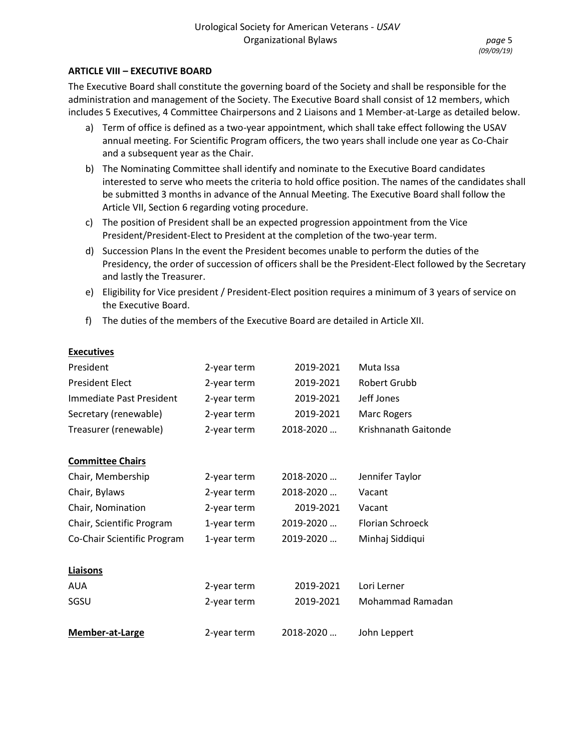### ARTICLE VIII – EXECUTIVE BOARD

The Executive Board shall constitute the governing board of the Society and shall be responsible for the administration and management of the Society. The Executive Board shall consist of 12 members, which includes 5 Executives, 4 Committee Chairpersons and 2 Liaisons and 1 Member-at-Large as detailed below.

a) Term of office is defined as a two-year appointment, which shall take effect following the USAV annual meeting. For Scientific Program officers, the two years shall include one year as Co-Chair and a subsequent year as the Chair.
b) The Nominating Committee shall identify and nominate to the Executive Board candidates interested to serve who meets the criteria to hold office position. The names of the candidates shall be submitted 3 months in advance of the Annual Meeting. The Executive Board shall follow the Article VII, Section 6 regarding voting procedure.
c) The position of President shall be an expected progression appointment from the Vice President/President-Elect to President at the completion of the two-year term.
d) Succession Plans In the event the President becomes unable to perform the duties of the Presidency, the order of succession of officers shall be the President-Elect followed by the Secretary and lastly the Treasurer.
e) Eligibility for Vice president / President-Elect position requires a minimum of 3 years of service on the Executive Board.
f) The duties of the members of the Executive Board are detailed in Article XII.

| **Executives** | | | |
|---|---|---|---|
| President | 2-year term | 2019-2021 | Muta Issa |
| President Elect | 2-year term | 2019-2021 | Robert Grubb |
| Immediate Past President | 2-year term | 2019-2021 | Jeff Jones |
| Secretary (renewable) | 2-year term | 2019-2021 | Marc Rogers |
| Treasurer (renewable) | 2-year term | 2018-2020 … | Krishnanath Gaitonde |
| **Committee Chairs** | | | |
| Chair, Membership | 2-year term | 2018-2020 … | Jennifer Taylor |
| Chair, Bylaws | 2-year term | 2018-2020 … | Vacant |
| Chair, Nomination | 2-year term | 2019-2021 | Vacant |
| Chair, Scientific Program | 1-year term | 2019-2020 … | Florian Schroeck |
| Co-Chair Scientific Program | 1-year term | 2019-2020 … | Minhaj Siddiqui |
| **Liaisons** | | | |
| AUA | 2-year term | 2019-2021 | Lori Lerner |
| SGSU | 2-year term | 2019-2021 | Mohammad Ramadan |
| **Member-at-Large** | 2-year term | 2018-2020 … | John Leppert |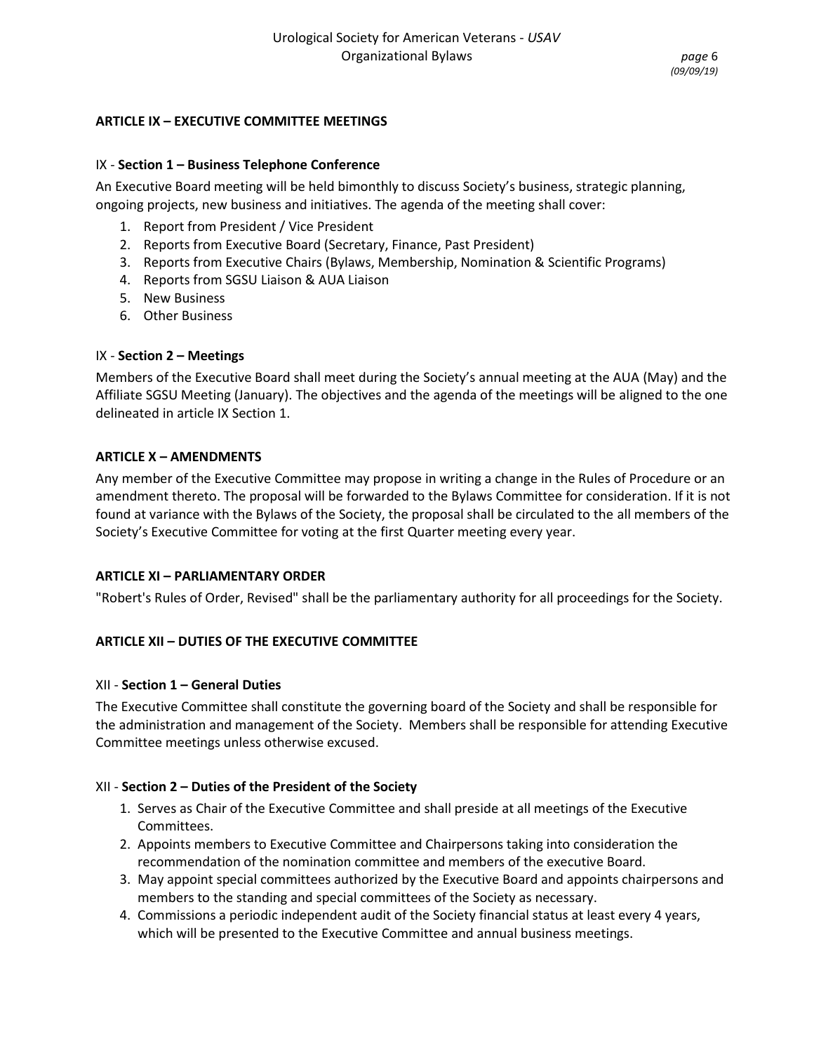## ARTICLE IX – EXECUTIVE COMMITTEE MEETINGS

### IX - **Section 1 – Business Telephone Conference**

An Executive Board meeting will be held bimonthly to discuss Society's business, strategic planning, ongoing projects, new business and initiatives. The agenda of the meeting shall cover:

1. Report from President / Vice President
2. Reports from Executive Board (Secretary, Finance, Past President)
3. Reports from Executive Chairs (Bylaws, Membership, Nomination & Scientific Programs)
4. Reports from SGSU Liaison & AUA Liaison
5. New Business
6. Other Business

### IX - **Section 2 – Meetings**

Members of the Executive Board shall meet during the Society's annual meeting at the AUA (May) and the Affiliate SGSU Meeting (January). The objectives and the agenda of the meetings will be aligned to the one delineated in article IX Section 1.

## ARTICLE X – AMENDMENTS

Any member of the Executive Committee may propose in writing a change in the Rules of Procedure or an amendment thereto. The proposal will be forwarded to the Bylaws Committee for consideration. If it is not found at variance with the Bylaws of the Society, the proposal shall be circulated to the all members of the Society's Executive Committee for voting at the first Quarter meeting every year.

## ARTICLE XI – PARLIAMENTARY ORDER

"Robert's Rules of Order, Revised" shall be the parliamentary authority for all proceedings for the Society.

## ARTICLE XII – DUTIES OF THE EXECUTIVE COMMITTEE

### XII - **Section 1 – General Duties**

The Executive Committee shall constitute the governing board of the Society and shall be responsible for the administration and management of the Society. Members shall be responsible for attending Executive Committee meetings unless otherwise excused.

### XII - **Section 2 – Duties of the President of the Society**

1. Serves as Chair of the Executive Committee and shall preside at all meetings of the Executive Committees.
2. Appoints members to Executive Committee and Chairpersons taking into consideration the recommendation of the nomination committee and members of the executive Board.
3. May appoint special committees authorized by the Executive Board and appoints chairpersons and members to the standing and special committees of the Society as necessary.
4. Commissions a periodic independent audit of the Society financial status at least every 4 years, which will be presented to the Executive Committee and annual business meetings.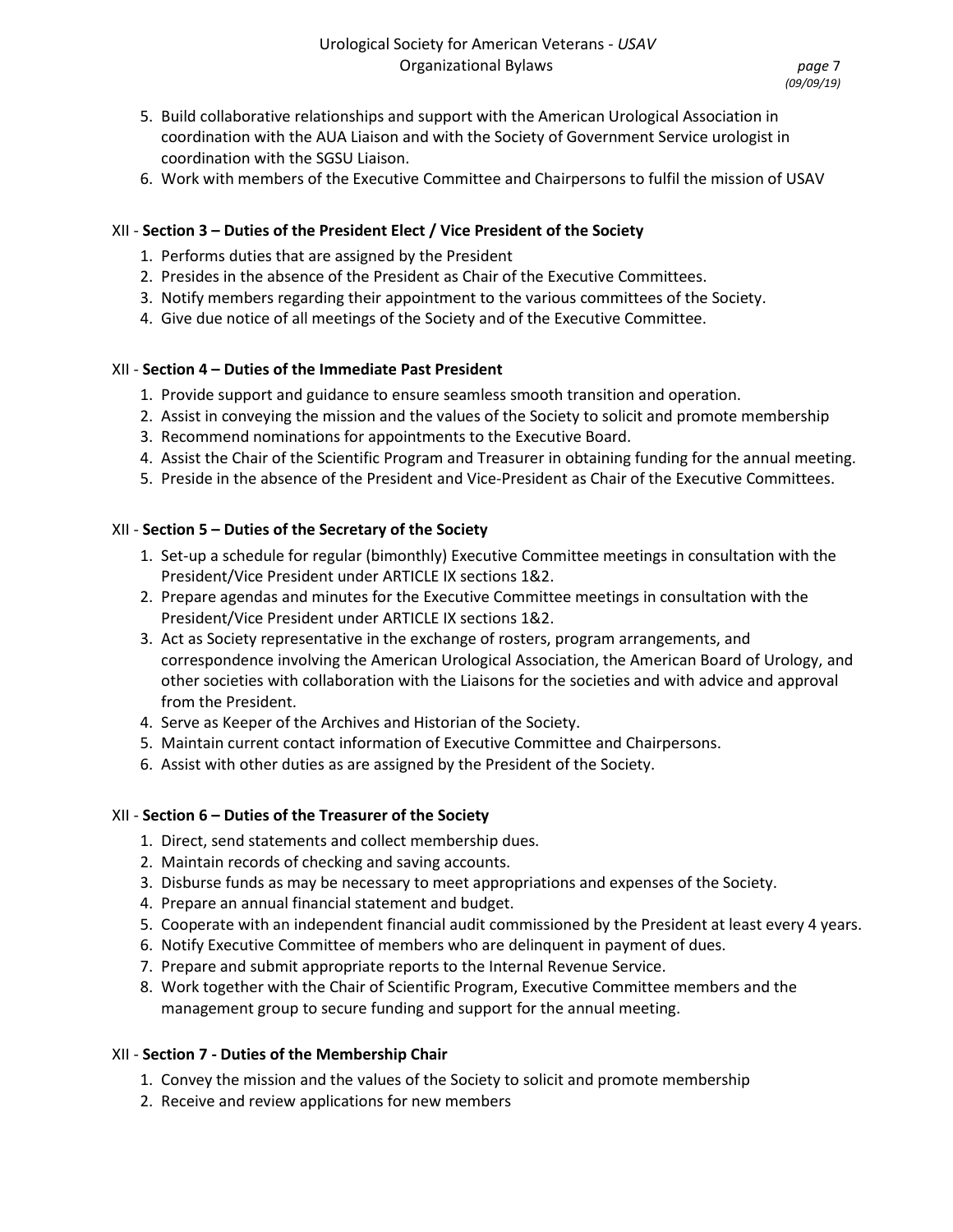5. Build collaborative relationships and support with the American Urological Association in coordination with the AUA Liaison and with the Society of Government Service urologist in coordination with the SGSU Liaison.
6. Work with members of the Executive Committee and Chairpersons to fulfil the mission of USAV

### XII - **Section 3 – Duties of the President Elect / Vice President of the Society**

1. Performs duties that are assigned by the President
2. Presides in the absence of the President as Chair of the Executive Committees.
3. Notify members regarding their appointment to the various committees of the Society.
4. Give due notice of all meetings of the Society and of the Executive Committee.

### XII - **Section 4 – Duties of the Immediate Past President**

1. Provide support and guidance to ensure seamless smooth transition and operation.
2. Assist in conveying the mission and the values of the Society to solicit and promote membership
3. Recommend nominations for appointments to the Executive Board.
4. Assist the Chair of the Scientific Program and Treasurer in obtaining funding for the annual meeting.
5. Preside in the absence of the President and Vice-President as Chair of the Executive Committees.

### XII - **Section 5 – Duties of the Secretary of the Society**

1. Set-up a schedule for regular (bimonthly) Executive Committee meetings in consultation with the President/Vice President under ARTICLE IX sections 1&2.
2. Prepare agendas and minutes for the Executive Committee meetings in consultation with the President/Vice President under ARTICLE IX sections 1&2.
3. Act as Society representative in the exchange of rosters, program arrangements, and correspondence involving the American Urological Association, the American Board of Urology, and other societies with collaboration with the Liaisons for the societies and with advice and approval from the President.
4. Serve as Keeper of the Archives and Historian of the Society.
5. Maintain current contact information of Executive Committee and Chairpersons.
6. Assist with other duties as are assigned by the President of the Society.

### XII - **Section 6 – Duties of the Treasurer of the Society**

1. Direct, send statements and collect membership dues.
2. Maintain records of checking and saving accounts.
3. Disburse funds as may be necessary to meet appropriations and expenses of the Society.
4. Prepare an annual financial statement and budget.
5. Cooperate with an independent financial audit commissioned by the President at least every 4 years.
6. Notify Executive Committee of members who are delinquent in payment of dues.
7. Prepare and submit appropriate reports to the Internal Revenue Service.
8. Work together with the Chair of Scientific Program, Executive Committee members and the management group to secure funding and support for the annual meeting.

### XII - **Section 7 - Duties of the Membership Chair**

1. Convey the mission and the values of the Society to solicit and promote membership
2. Receive and review applications for new members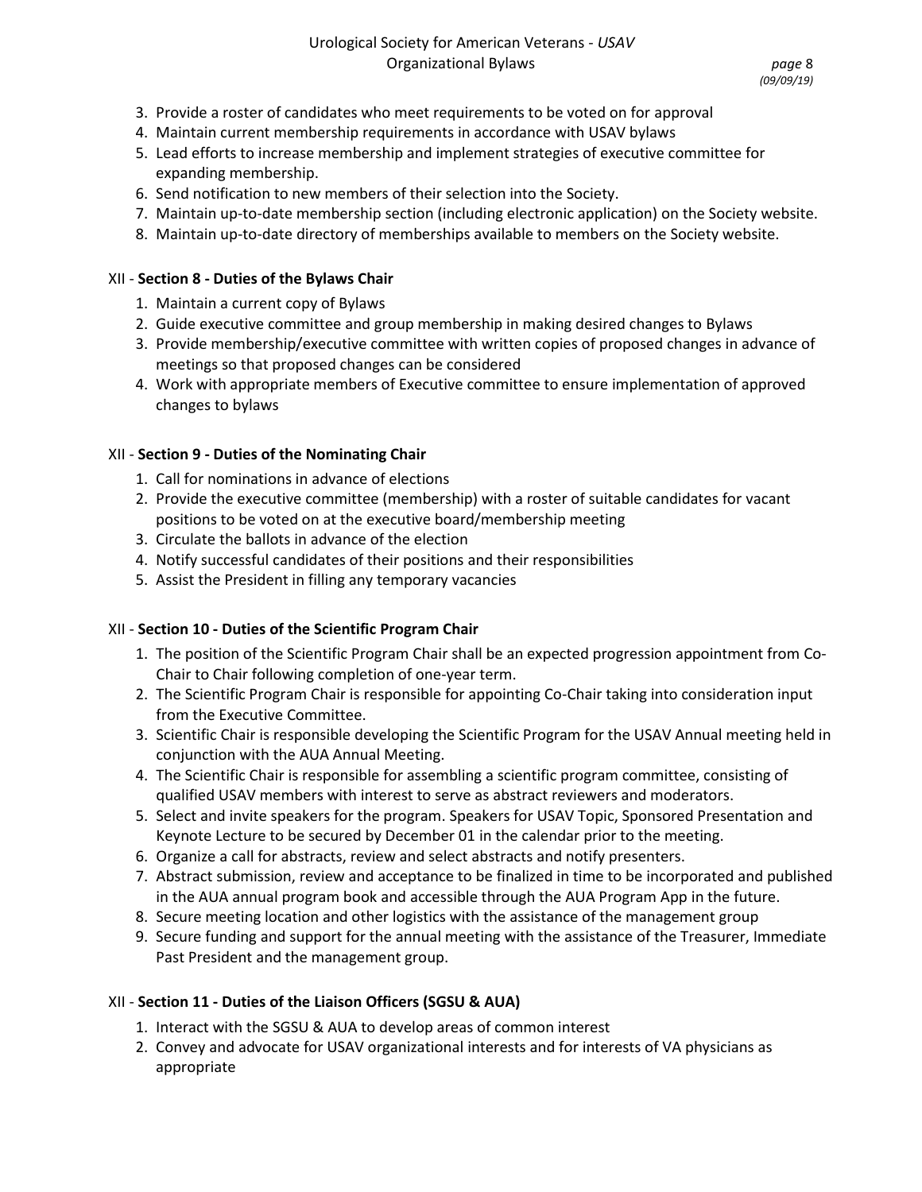3. Provide a roster of candidates who meet requirements to be voted on for approval
4. Maintain current membership requirements in accordance with USAV bylaws
5. Lead efforts to increase membership and implement strategies of executive committee for expanding membership.
6. Send notification to new members of their selection into the Society.
7. Maintain up-to-date membership section (including electronic application) on the Society website.
8. Maintain up-to-date directory of memberships available to members on the Society website.

### XII - **Section 8 - Duties of the Bylaws Chair**

1. Maintain a current copy of Bylaws
2. Guide executive committee and group membership in making desired changes to Bylaws
3. Provide membership/executive committee with written copies of proposed changes in advance of meetings so that proposed changes can be considered
4. Work with appropriate members of Executive committee to ensure implementation of approved changes to bylaws

### XII - **Section 9 - Duties of the Nominating Chair**

1. Call for nominations in advance of elections
2. Provide the executive committee (membership) with a roster of suitable candidates for vacant positions to be voted on at the executive board/membership meeting
3. Circulate the ballots in advance of the election
4. Notify successful candidates of their positions and their responsibilities
5. Assist the President in filling any temporary vacancies

### XII - **Section 10 - Duties of the Scientific Program Chair**

1. The position of the Scientific Program Chair shall be an expected progression appointment from Co-Chair to Chair following completion of one-year term.
2. The Scientific Program Chair is responsible for appointing Co-Chair taking into consideration input from the Executive Committee.
3. Scientific Chair is responsible developing the Scientific Program for the USAV Annual meeting held in conjunction with the AUA Annual Meeting.
4. The Scientific Chair is responsible for assembling a scientific program committee, consisting of qualified USAV members with interest to serve as abstract reviewers and moderators.
5. Select and invite speakers for the program. Speakers for USAV Topic, Sponsored Presentation and Keynote Lecture to be secured by December 01 in the calendar prior to the meeting.
6. Organize a call for abstracts, review and select abstracts and notify presenters.
7. Abstract submission, review and acceptance to be finalized in time to be incorporated and published in the AUA annual program book and accessible through the AUA Program App in the future.
8. Secure meeting location and other logistics with the assistance of the management group
9. Secure funding and support for the annual meeting with the assistance of the Treasurer, Immediate Past President and the management group.

### XII - **Section 11 - Duties of the Liaison Officers (SGSU & AUA)**

1. Interact with the SGSU & AUA to develop areas of common interest
2. Convey and advocate for USAV organizational interests and for interests of VA physicians as appropriate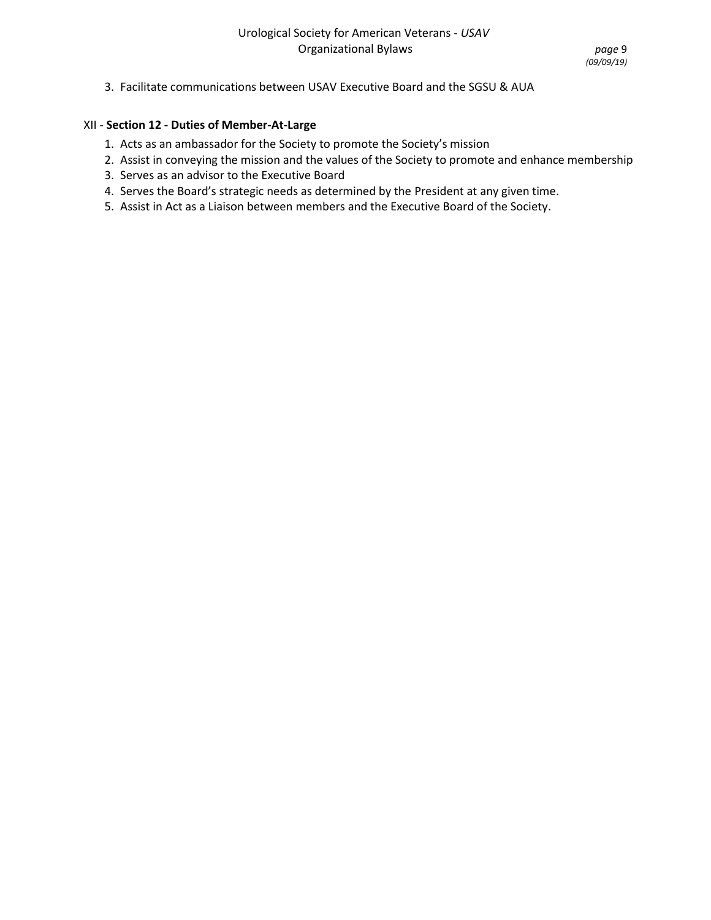3. Facilitate communications between USAV Executive Board and the SGSU & AUA

XII - **Section 12 - Duties of Member-At-Large**

1. Acts as an ambassador for the Society to promote the Society's mission
2. Assist in conveying the mission and the values of the Society to promote and enhance membership
3. Serves as an advisor to the Executive Board
4. Serves the Board's strategic needs as determined by the President at any given time.
5. Assist in Act as a Liaison between members and the Executive Board of the Society.